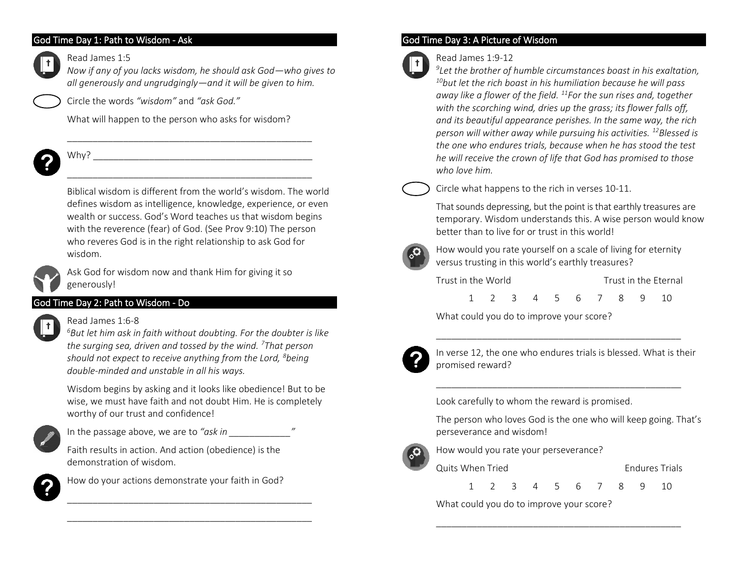## God Time Day 1: Path to Wisdom - Ask

Read James 1:5

*Now if any of you lacks wisdom, he should ask God—who gives to all generously and ungrudgingly—and it will be given to him.*

Circle the words *"wisdom"* and *"ask God."*

What will happen to the person who asks for wisdom?

_______________________________________________

Why? __________________________________________

_______________________________________________

Biblical wisdom is different from the world's wisdom. The world defines wisdom as intelligence, knowledge, experience, or even wealth or success. God's Word teaches us that wisdom begins with the reverence (fear) of God. (See Prov 9:10) The person who reveres God is in the right relationship to ask God for wisdom.

Ask God for wisdom now and thank Him for giving it so generously!

## God Time Day 2: Path to Wisdom - Do

Read James 1:6-8

*[6]But let him ask in faith without doubting. For the doubter is like the surging sea, driven and tossed by the wind. [7]That person should not expect to receive anything from the Lord, [8]being double-minded and unstable in all his ways.*

Wisdom begins by asking and it looks like obedience! But to be wise, we must have faith and not doubt Him. He is completely worthy of our trust and confidence!

In the passage above, we are to *"ask in ____________"*

Faith results in action. And action (obedience) is the demonstration of wisdom.

How do your actions demonstrate your faith in God?

_______________________________________________

_______________________________________________

## God Time Day 3: A Picture of Wisdom

Read James 1:9-12

*[9]Let the brother of humble circumstances boast in his exaltation, [10]but let the rich boast in his humiliation because he will pass away like a flower of the field. [11]For the sun rises and, together with the scorching wind, dries up the grass; its flower falls off, and its beautiful appearance perishes. In the same way, the rich person will wither away while pursuing his activities. [12]Blessed is the one who endures trials, because when he has stood the test he will receive the crown of life that God has promised to those who love him.*

Circle what happens to the rich in verses 10-11.

That sounds depressing, but the point is that earthly treasures are temporary. Wisdom understands this. A wise person would know better than to live for or trust in this world!

How would you rate yourself on a scale of living for eternity versus trusting in this world's earthly treasures?

Trust in the World — Trust in the Eternal

1 2 3 4 5 6 7 8 9 10

What could you do to improve your score?

_______________________________________________

In verse 12, the one who endures trials is blessed. What is their promised reward?

_______________________________________________

Look carefully to whom the reward is promised.

The person who loves God is the one who will keep going. That's perseverance and wisdom!

How would you rate your perseverance?

Quits When Tried — Endures Trials

1 2 3 4 5 6 7 8 9 10

What could you do to improve your score?

_______________________________________________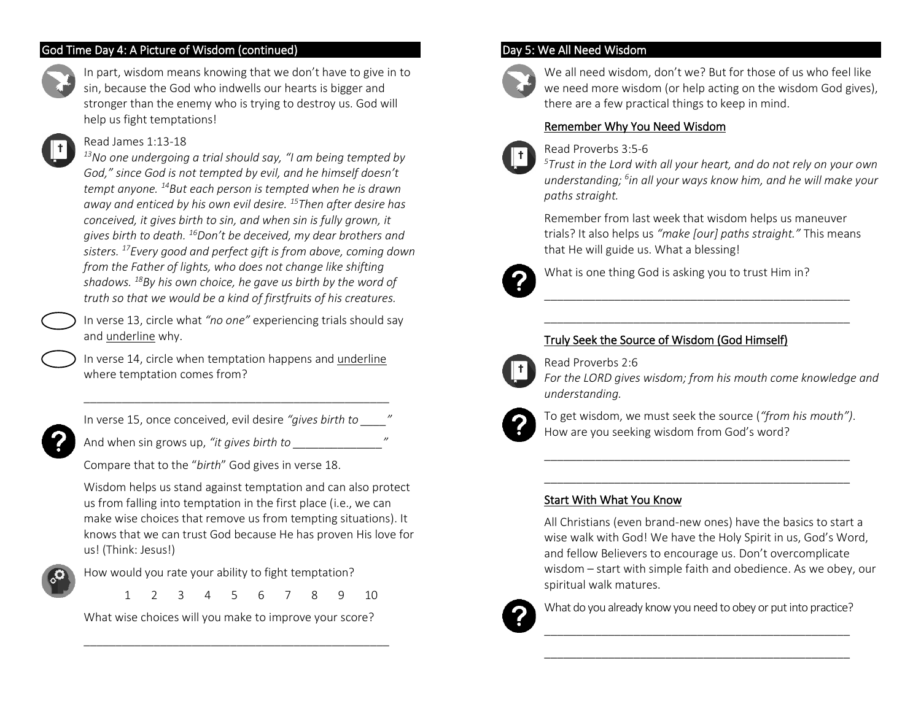## God Time Day 4: A Picture of Wisdom (continued)

In part, wisdom means knowing that we don't have to give in to sin, because the God who indwells our hearts is bigger and stronger than the enemy who is trying to destroy us. God will help us fight temptations!

Read James 1:13-18

*[13]No one undergoing a trial should say, "I am being tempted by God," since God is not tempted by evil, and he himself doesn't tempt anyone. [14]But each person is tempted when he is drawn away and enticed by his own evil desire. [15]Then after desire has conceived, it gives birth to sin, and when sin is fully grown, it gives birth to death. [16]Don't be deceived, my dear brothers and sisters. [17]Every good and perfect gift is from above, coming down from the Father of lights, who does not change like shifting shadows. [18]By his own choice, he gave us birth by the word of truth so that we would be a kind of firstfruits of his creatures.*

In verse 13, circle what *"no one"* experiencing trials should say and <u>underline</u> why.

In verse 14, circle when temptation happens and <u>underline</u> where temptation comes from?

_______________________________________________

In verse 15, once conceived, evil desire *"gives birth to ____"*

And when sin grows up, *"it gives birth to ______________"*

Compare that to the "*birth*" God gives in verse 18.

Wisdom helps us stand against temptation and can also protect us from falling into temptation in the first place (i.e., we can make wise choices that remove us from tempting situations). It knows that we can trust God because He has proven His love for us! (Think: Jesus!)

How would you rate your ability to fight temptation?

1 2 3 4 5 6 7 8 9 10

What wise choices will you make to improve your score?

_______________________________________________

## Day 5: We All Need Wisdom

We all need wisdom, don't we? But for those of us who feel like we need more wisdom (or help acting on the wisdom God gives), there are a few practical things to keep in mind.

### <u>Remember Why You Need Wisdom</u>

Read Proverbs 3:5-6

*[5]Trust in the Lord with all your heart, and do not rely on your own understanding; [6]in all your ways know him, and he will make your paths straight.*

Remember from last week that wisdom helps us maneuver trials? It also helps us *"make [our] paths straight."* This means that He will guide us. What a blessing!

What is one thing God is asking you to trust Him in?

_______________________________________________

_______________________________________________

### <u>Truly Seek the Source of Wisdom (God Himself)</u>

Read Proverbs 2:6

*For the LORD gives wisdom; from his mouth come knowledge and understanding.*

To get wisdom, we must seek the source (*"from his mouth").* How are you seeking wisdom from God's word?

_______________________________________________

_______________________________________________

### <u>Start With What You Know</u>

All Christians (even brand-new ones) have the basics to start a wise walk with God! We have the Holy Spirit in us, God's Word, and fellow Believers to encourage us. Don't overcomplicate wisdom – start with simple faith and obedience. As we obey, our spiritual walk matures.

What do you already know you need to obey or put into practice?

_______________________________________________

_______________________________________________